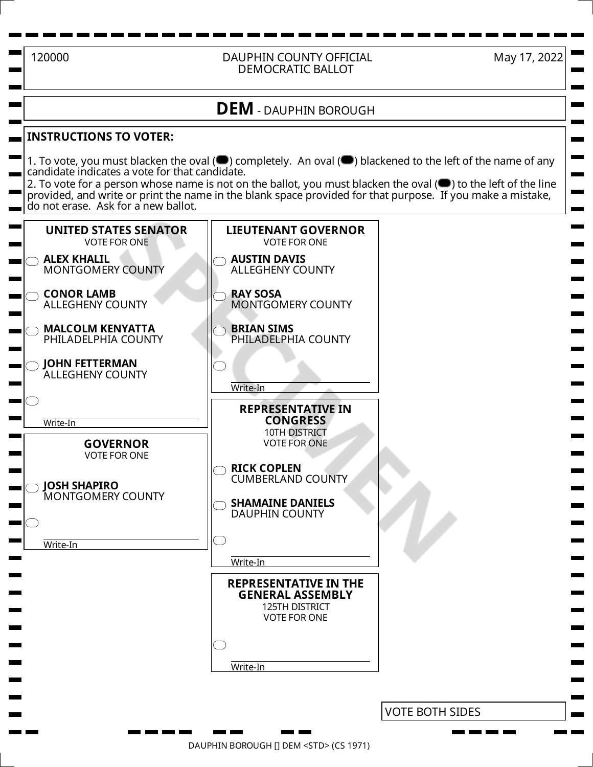120000

DAUPHIN COUNTY OFFICIAL
DEMOCRATIC BALLOT

May 17, 2022

# DEM - DAUPHIN BOROUGH

**INSTRUCTIONS TO VOTER:**

1. To vote, you must blacken the oval (⬬) completely. An oval (⬬) blackened to the left of the name of any candidate indicates a vote for that candidate.
2. To vote for a person whose name is not on the ballot, you must blacken the oval (⬬) to the left of the line provided, and write or print the name in the blank space provided for that purpose. If you make a mistake, do not erase. Ask for a new ballot.

## UNITED STATES SENATOR

VOTE FOR ONE

- ◯ **ALEX KHALIL**
  MONTGOMERY COUNTY
- ◯ **CONOR LAMB**
  ALLEGHENY COUNTY
- ◯ **MALCOLM KENYATTA**
  PHILADELPHIA COUNTY
- ◯ **JOHN FETTERMAN**
  ALLEGHENY COUNTY
- ◯ ______________ Write-In

## GOVERNOR

VOTE FOR ONE

- ◯ **JOSH SHAPIRO**
  MONTGOMERY COUNTY
- ◯ ______________ Write-In

## LIEUTENANT GOVERNOR

VOTE FOR ONE

- ◯ **AUSTIN DAVIS**
  ALLEGHENY COUNTY
- ◯ **RAY SOSA**
  MONTGOMERY COUNTY
- ◯ **BRIAN SIMS**
  PHILADELPHIA COUNTY
- ◯ ______________ Write-In

## REPRESENTATIVE IN CONGRESS

10TH DISTRICT
VOTE FOR ONE

- ◯ **RICK COPLEN**
  CUMBERLAND COUNTY
- ◯ **SHAMAINE DANIELS**
  DAUPHIN COUNTY
- ◯ ______________ Write-In

## REPRESENTATIVE IN THE GENERAL ASSEMBLY

125TH DISTRICT
VOTE FOR ONE

- ◯ ______________ Write-In

VOTE BOTH SIDES

DAUPHIN BOROUGH [] DEM <STD> (CS 1971)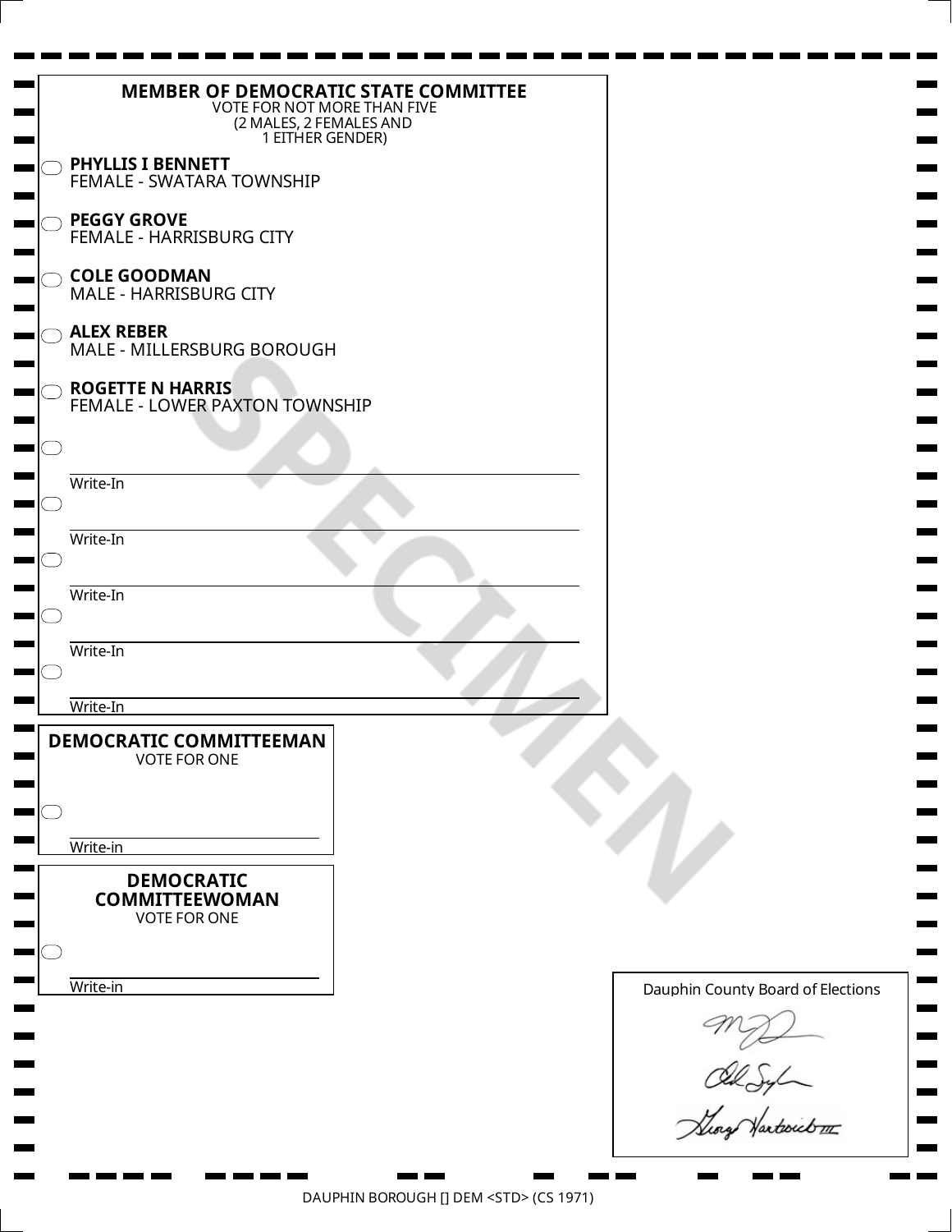## MEMBER OF DEMOCRATIC STATE COMMITTEE

VOTE FOR NOT MORE THAN FIVE
(2 MALES, 2 FEMALES AND
1 EITHER GENDER)

- **PHYLLIS I BENNETT**
  FEMALE - SWATARA TOWNSHIP
- **PEGGY GROVE**
  FEMALE - HARRISBURG CITY
- **COLE GOODMAN**
  MALE - HARRISBURG CITY
- **ALEX REBER**
  MALE - MILLERSBURG BOROUGH
- **ROGETTE N HARRIS**
  FEMALE - LOWER PAXTON TOWNSHIP
- Write-In
- Write-In
- Write-In
- Write-In
- Write-In

## DEMOCRATIC COMMITTEEMAN

VOTE FOR ONE

- Write-in

## DEMOCRATIC COMMITTEEWOMAN

VOTE FOR ONE

- Write-in

SPECIMEN

Dauphin County Board of Elections

DAUPHIN BOROUGH [] DEM <STD> (CS 1971)